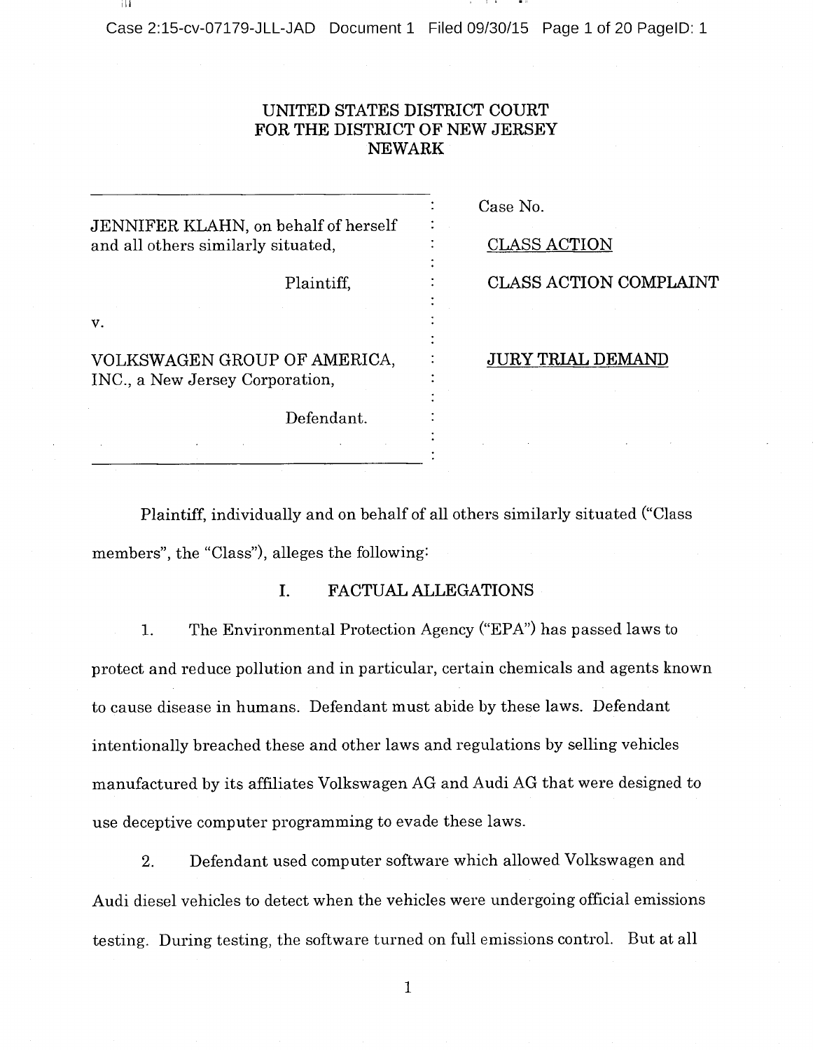UNITED STATES DISTRICT COURT
FOR THE DISTRICT OF NEW JERSEY
NEWARK

| | |
|---|---|
| JENNIFER KLAHN, on behalf of herself and all others similarly situated, | Case No. |
| Plaintiff, | CLASS ACTION |
| v. | CLASS ACTION COMPLAINT |
| VOLKSWAGEN GROUP OF AMERICA, INC., a New Jersey Corporation, | JURY TRIAL DEMAND |
| Defendant. | |

Plaintiff, individually and on behalf of all others similarly situated ("Class members", the "Class"), alleges the following:

## I. FACTUAL ALLEGATIONS

1. The Environmental Protection Agency ("EPA") has passed laws to protect and reduce pollution and in particular, certain chemicals and agents known to cause disease in humans. Defendant must abide by these laws. Defendant intentionally breached these and other laws and regulations by selling vehicles manufactured by its affiliates Volkswagen AG and Audi AG that were designed to use deceptive computer programming to evade these laws.

2. Defendant used computer software which allowed Volkswagen and Audi diesel vehicles to detect when the vehicles were undergoing official emissions testing. During testing, the software turned on full emissions control. But at all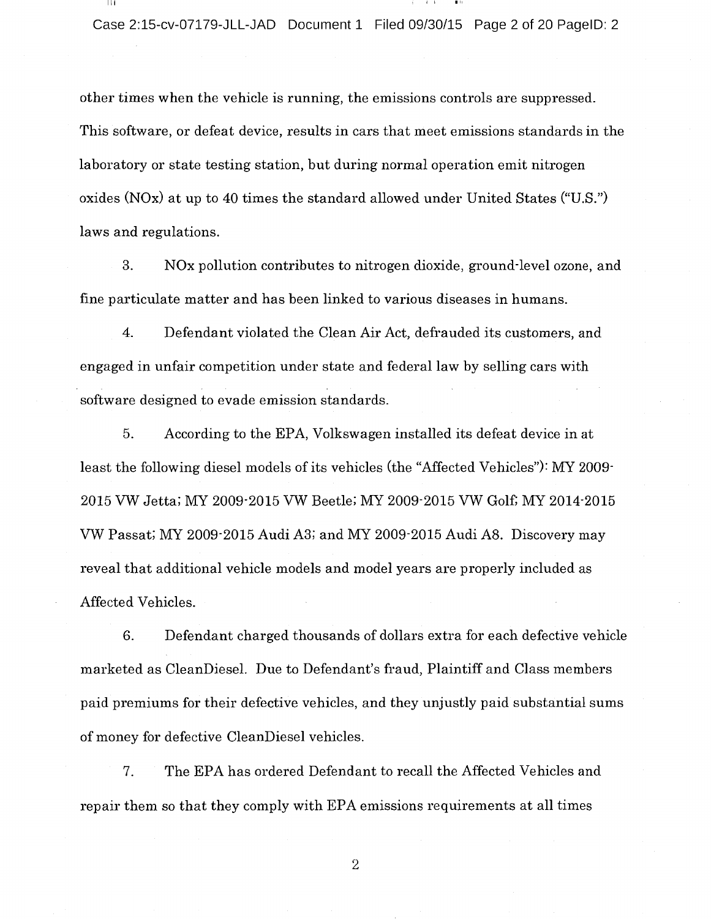other times when the vehicle is running, the emissions controls are suppressed. This software, or defeat device, results in cars that meet emissions standards in the laboratory or state testing station, but during normal operation emit nitrogen oxides (NOx) at up to 40 times the standard allowed under United States ("U.S.") laws and regulations.

3. NOx pollution contributes to nitrogen dioxide, ground-level ozone, and fine particulate matter and has been linked to various diseases in humans.

4. Defendant violated the Clean Air Act, defrauded its customers, and engaged in unfair competition under state and federal law by selling cars with software designed to evade emission standards.

5. According to the EPA, Volkswagen installed its defeat device in at least the following diesel models of its vehicles (the "Affected Vehicles"): MY 2009-2015 VW Jetta; MY 2009-2015 VW Beetle; MY 2009-2015 VW Golf; MY 2014-2015 VW Passat; MY 2009-2015 Audi A3; and MY 2009-2015 Audi A8. Discovery may reveal that additional vehicle models and model years are properly included as Affected Vehicles.

6. Defendant charged thousands of dollars extra for each defective vehicle marketed as CleanDiesel. Due to Defendant's fraud, Plaintiff and Class members paid premiums for their defective vehicles, and they unjustly paid substantial sums of money for defective CleanDiesel vehicles.

7. The EPA has ordered Defendant to recall the Affected Vehicles and repair them so that they comply with EPA emissions requirements at all times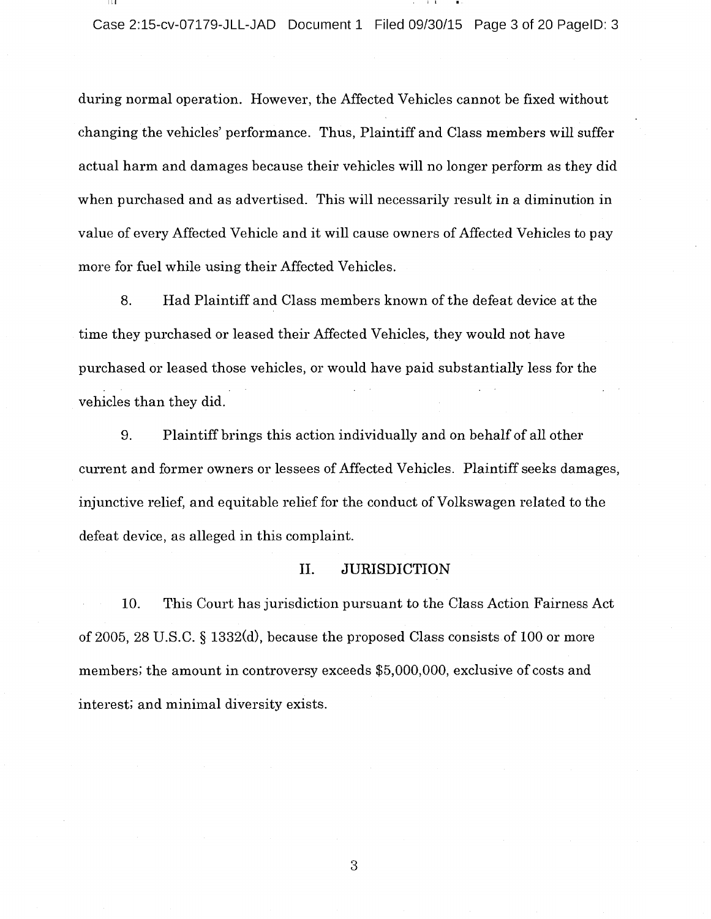during normal operation. However, the Affected Vehicles cannot be fixed without changing the vehicles' performance. Thus, Plaintiff and Class members will suffer actual harm and damages because their vehicles will no longer perform as they did when purchased and as advertised. This will necessarily result in a diminution in value of every Affected Vehicle and it will cause owners of Affected Vehicles to pay more for fuel while using their Affected Vehicles.

8. Had Plaintiff and Class members known of the defeat device at the time they purchased or leased their Affected Vehicles, they would not have purchased or leased those vehicles, or would have paid substantially less for the vehicles than they did.

9. Plaintiff brings this action individually and on behalf of all other current and former owners or lessees of Affected Vehicles. Plaintiff seeks damages, injunctive relief, and equitable relief for the conduct of Volkswagen related to the defeat device, as alleged in this complaint.

## II. JURISDICTION

10. This Court has jurisdiction pursuant to the Class Action Fairness Act of 2005, 28 U.S.C. § 1332(d), because the proposed Class consists of 100 or more members; the amount in controversy exceeds $5,000,000, exclusive of costs and interest; and minimal diversity exists.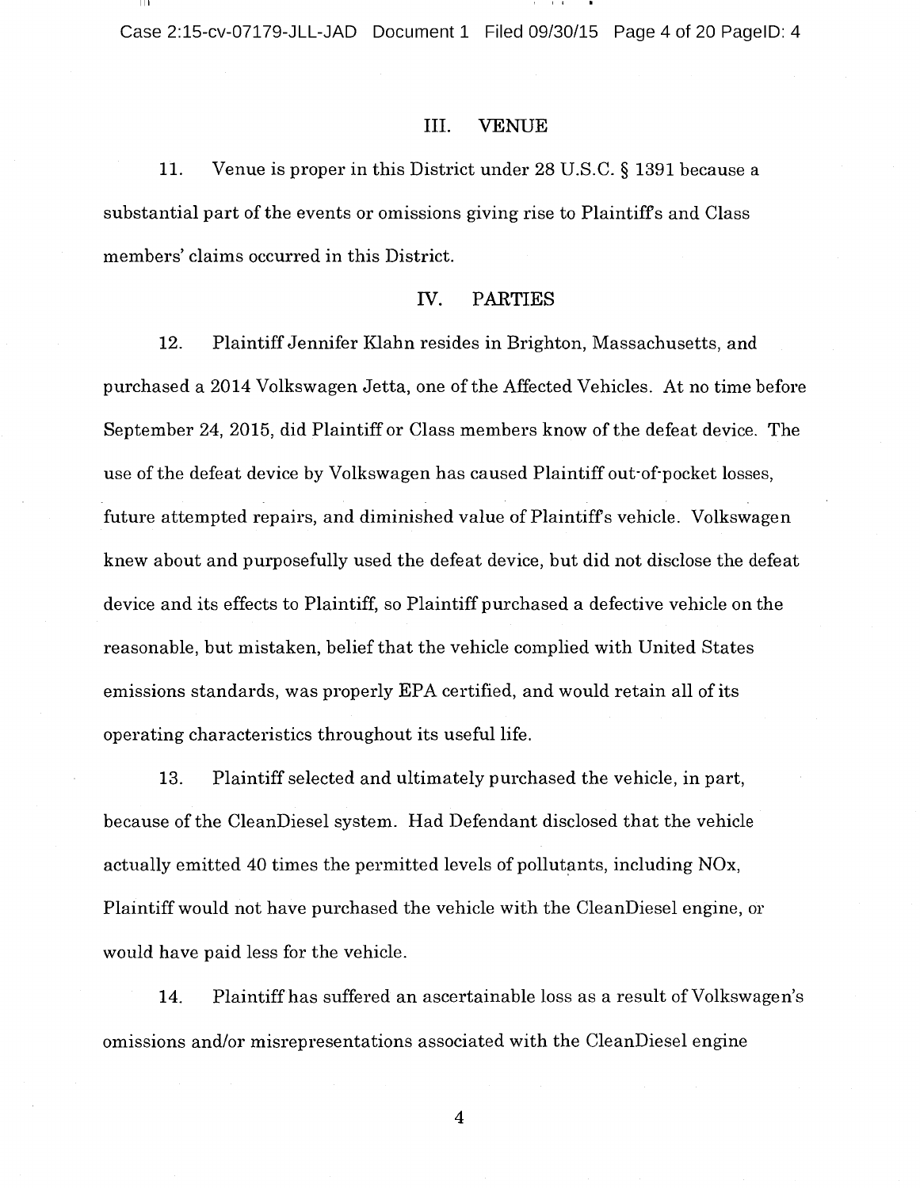## III. VENUE

11. Venue is proper in this District under 28 U.S.C. § 1391 because a substantial part of the events or omissions giving rise to Plaintiffs and Class members' claims occurred in this District.

## IV. PARTIES

12. Plaintiff Jennifer Klahn resides in Brighton, Massachusetts, and purchased a 2014 Volkswagen Jetta, one of the Affected Vehicles. At no time before September 24, 2015, did Plaintiff or Class members know of the defeat device. The use of the defeat device by Volkswagen has caused Plaintiff out-of-pocket losses, future attempted repairs, and diminished value of Plaintiff's vehicle. Volkswagen knew about and purposefully used the defeat device, but did not disclose the defeat device and its effects to Plaintiff, so Plaintiff purchased a defective vehicle on the reasonable, but mistaken, belief that the vehicle complied with United States emissions standards, was properly EPA certified, and would retain all of its operating characteristics throughout its useful life.

13. Plaintiff selected and ultimately purchased the vehicle, in part, because of the CleanDiesel system. Had Defendant disclosed that the vehicle actually emitted 40 times the permitted levels of pollutants, including NOx, Plaintiff would not have purchased the vehicle with the CleanDiesel engine, or would have paid less for the vehicle.

14. Plaintiff has suffered an ascertainable loss as a result of Volkswagen's omissions and/or misrepresentations associated with the CleanDiesel engine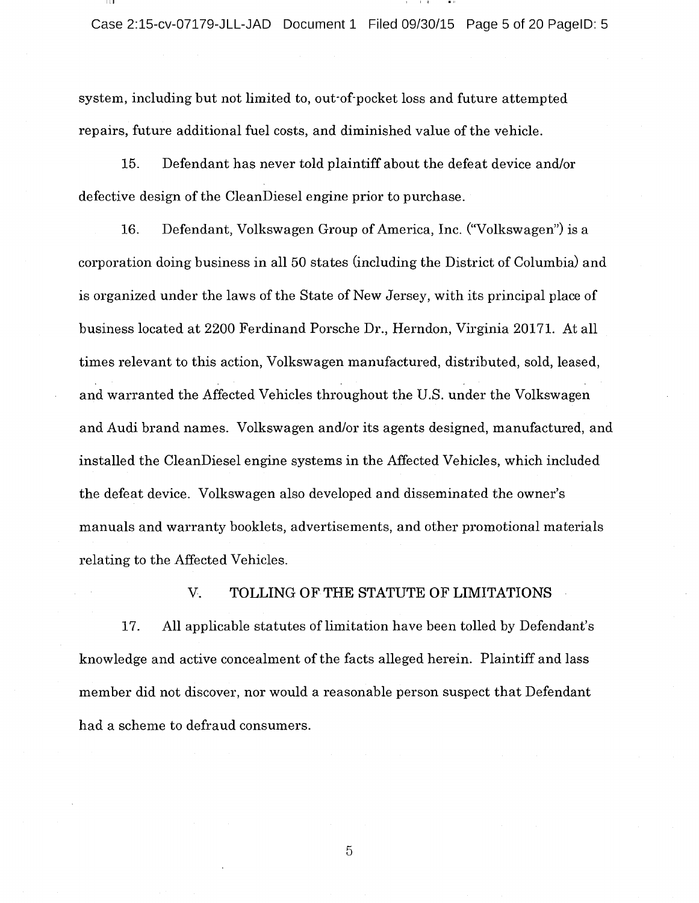system, including but not limited to, out-of-pocket loss and future attempted repairs, future additional fuel costs, and diminished value of the vehicle.

15. Defendant has never told plaintiff about the defeat device and/or defective design of the CleanDiesel engine prior to purchase.

16. Defendant, Volkswagen Group of America, Inc. ("Volkswagen") is a corporation doing business in all 50 states (including the District of Columbia) and is organized under the laws of the State of New Jersey, with its principal place of business located at 2200 Ferdinand Porsche Dr., Herndon, Virginia 20171. At all times relevant to this action, Volkswagen manufactured, distributed, sold, leased, and warranted the Affected Vehicles throughout the U.S. under the Volkswagen and Audi brand names. Volkswagen and/or its agents designed, manufactured, and installed the CleanDiesel engine systems in the Affected Vehicles, which included the defeat device. Volkswagen also developed and disseminated the owner's manuals and warranty booklets, advertisements, and other promotional materials relating to the Affected Vehicles.

## V. TOLLING OF THE STATUTE OF LIMITATIONS

17. All applicable statutes of limitation have been tolled by Defendant's knowledge and active concealment of the facts alleged herein. Plaintiff and lass member did not discover, nor would a reasonable person suspect that Defendant had a scheme to defraud consumers.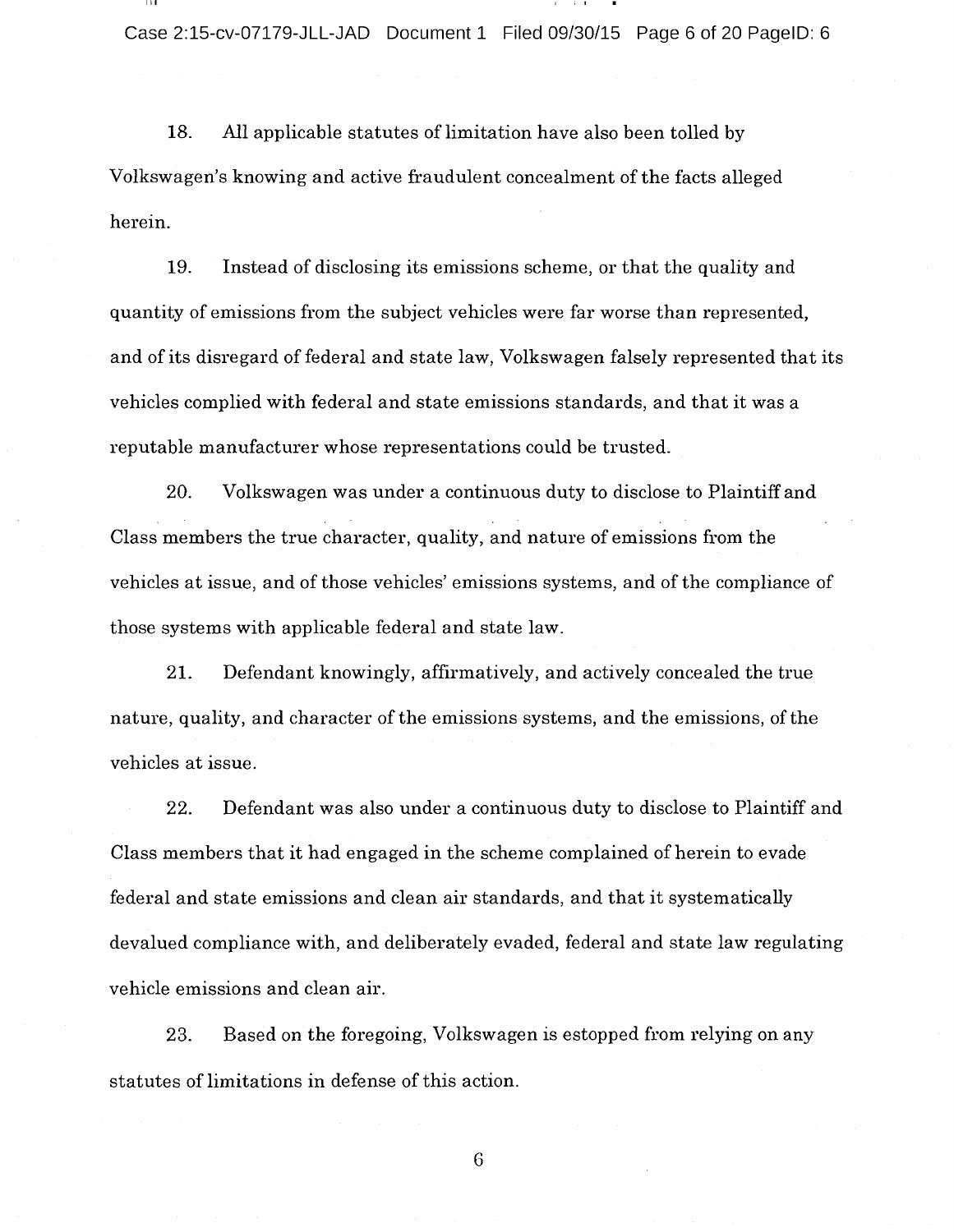18. All applicable statutes of limitation have also been tolled by Volkswagen's knowing and active fraudulent concealment of the facts alleged herein.

19. Instead of disclosing its emissions scheme, or that the quality and quantity of emissions from the subject vehicles were far worse than represented, and of its disregard of federal and state law, Volkswagen falsely represented that its vehicles complied with federal and state emissions standards, and that it was a reputable manufacturer whose representations could be trusted.

20. Volkswagen was under a continuous duty to disclose to Plaintiff and Class members the true character, quality, and nature of emissions from the vehicles at issue, and of those vehicles' emissions systems, and of the compliance of those systems with applicable federal and state law.

21. Defendant knowingly, affirmatively, and actively concealed the true nature, quality, and character of the emissions systems, and the emissions, of the vehicles at issue.

22. Defendant was also under a continuous duty to disclose to Plaintiff and Class members that it had engaged in the scheme complained of herein to evade federal and state emissions and clean air standards, and that it systematically devalued compliance with, and deliberately evaded, federal and state law regulating vehicle emissions and clean air.

23. Based on the foregoing, Volkswagen is estopped from relying on any statutes of limitations in defense of this action.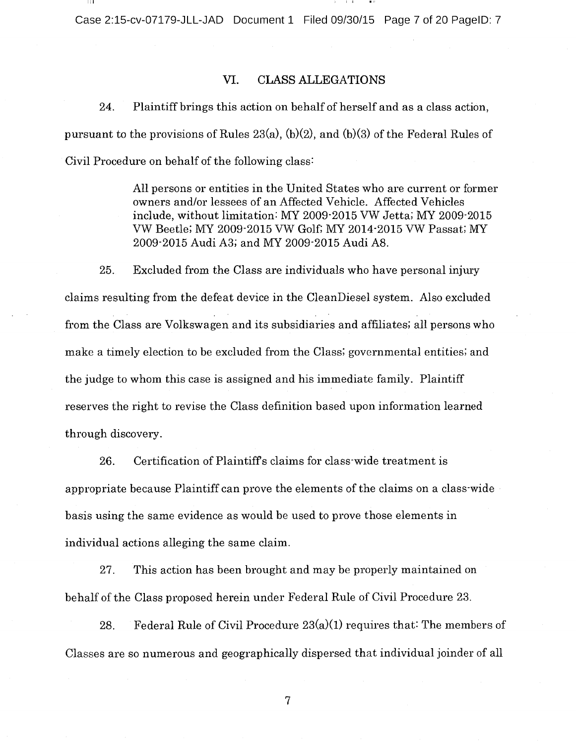## VI. CLASS ALLEGATIONS

24. Plaintiff brings this action on behalf of herself and as a class action, pursuant to the provisions of Rules 23(a), (b)(2), and (b)(3) of the Federal Rules of Civil Procedure on behalf of the following class:

> All persons or entities in the United States who are current or former owners and/or lessees of an Affected Vehicle. Affected Vehicles include, without limitation: MY 2009-2015 VW Jetta; MY 2009-2015 VW Beetle; MY 2009-2015 VW Golf; MY 2014-2015 VW Passat; MY 2009-2015 Audi A3; and MY 2009-2015 Audi A8.

25. Excluded from the Class are individuals who have personal injury claims resulting from the defeat device in the CleanDiesel system. Also excluded from the Class are Volkswagen and its subsidiaries and affiliates; all persons who make a timely election to be excluded from the Class; governmental entities; and the judge to whom this case is assigned and his immediate family. Plaintiff reserves the right to revise the Class definition based upon information learned through discovery.

26. Certification of Plaintiff's claims for class-wide treatment is appropriate because Plaintiff can prove the elements of the claims on a class-wide basis using the same evidence as would be used to prove those elements in individual actions alleging the same claim.

27. This action has been brought and may be properly maintained on behalf of the Class proposed herein under Federal Rule of Civil Procedure 23.

28. Federal Rule of Civil Procedure 23(a)(1) requires that: The members of Classes are so numerous and geographically dispersed that individual joinder of all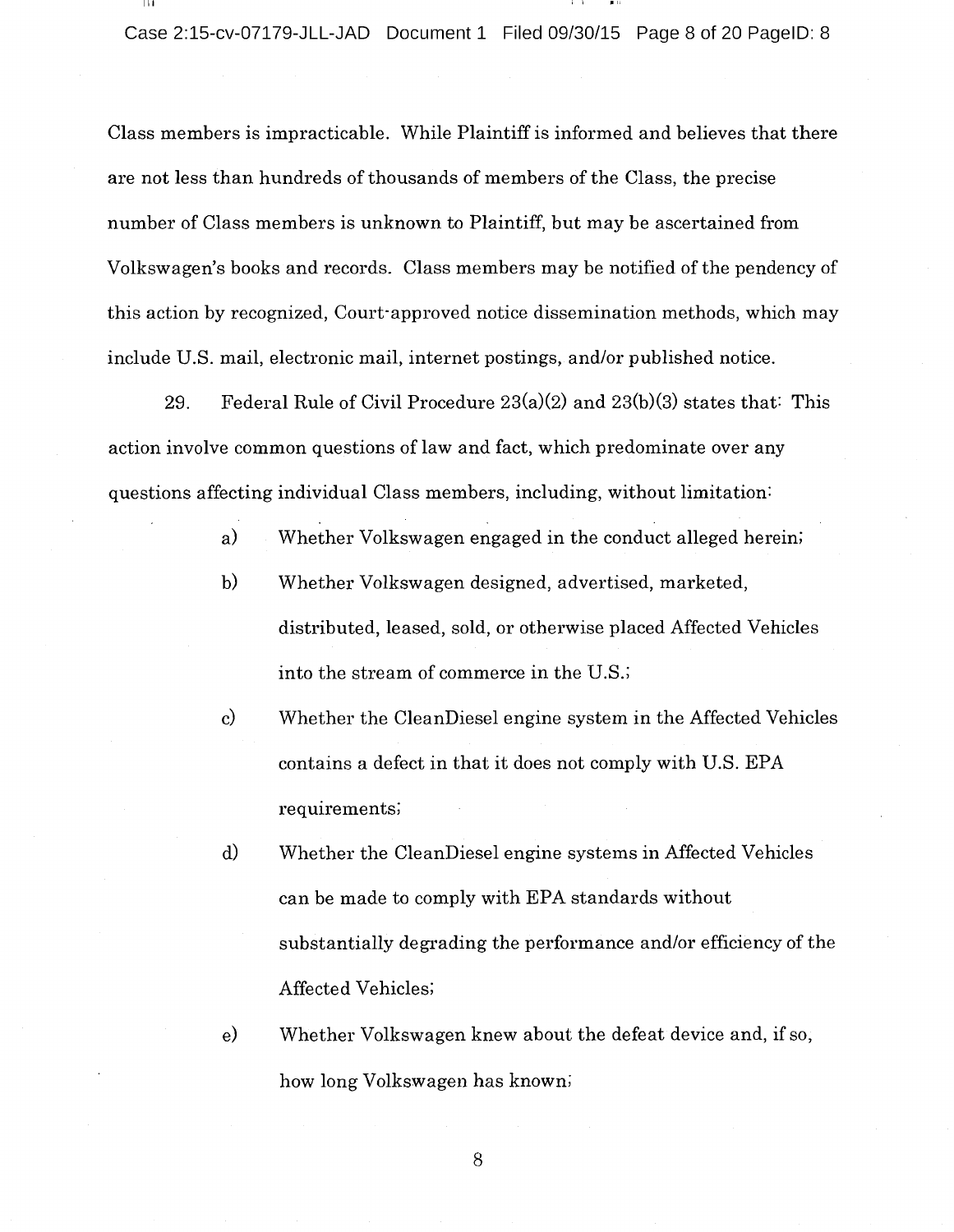Class members is impracticable. While Plaintiff is informed and believes that there are not less than hundreds of thousands of members of the Class, the precise number of Class members is unknown to Plaintiff, but may be ascertained from Volkswagen's books and records. Class members may be notified of the pendency of this action by recognized, Court-approved notice dissemination methods, which may include U.S. mail, electronic mail, internet postings, and/or published notice.

29. Federal Rule of Civil Procedure 23(a)(2) and 23(b)(3) states that: This action involve common questions of law and fact, which predominate over any questions affecting individual Class members, including, without limitation:

a) Whether Volkswagen engaged in the conduct alleged herein;

b) Whether Volkswagen designed, advertised, marketed, distributed, leased, sold, or otherwise placed Affected Vehicles into the stream of commerce in the U.S.;

c) Whether the CleanDiesel engine system in the Affected Vehicles contains a defect in that it does not comply with U.S. EPA requirements;

d) Whether the CleanDiesel engine systems in Affected Vehicles can be made to comply with EPA standards without substantially degrading the performance and/or efficiency of the Affected Vehicles;

e) Whether Volkswagen knew about the defeat device and, if so, how long Volkswagen has known;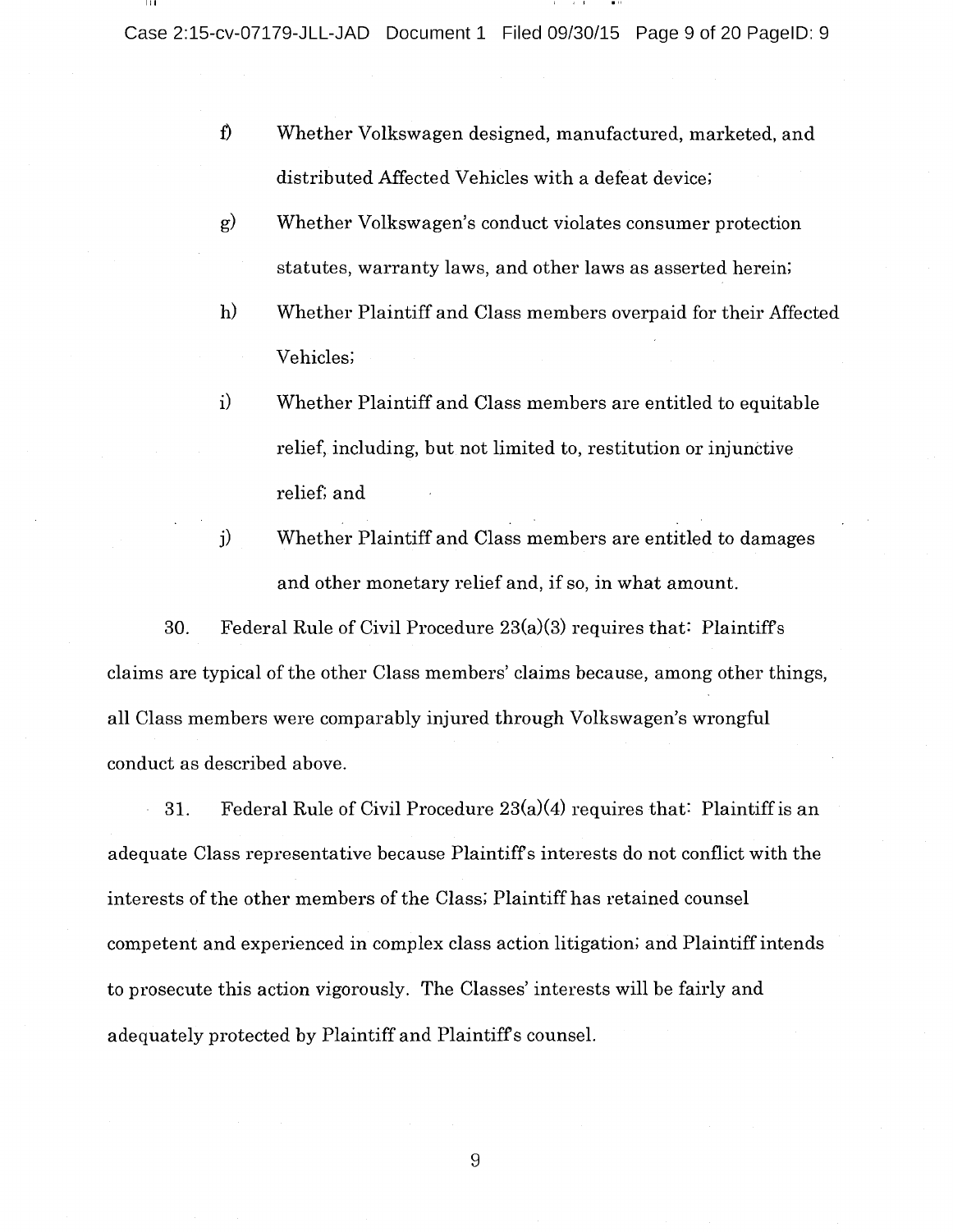f) Whether Volkswagen designed, manufactured, marketed, and distributed Affected Vehicles with a defeat device;

g) Whether Volkswagen's conduct violates consumer protection statutes, warranty laws, and other laws as asserted herein;

h) Whether Plaintiff and Class members overpaid for their Affected Vehicles;

i) Whether Plaintiff and Class members are entitled to equitable relief, including, but not limited to, restitution or injunctive relief; and

j) Whether Plaintiff and Class members are entitled to damages and other monetary relief and, if so, in what amount.

30. Federal Rule of Civil Procedure 23(a)(3) requires that: Plaintiff's claims are typical of the other Class members' claims because, among other things, all Class members were comparably injured through Volkswagen's wrongful conduct as described above.

31. Federal Rule of Civil Procedure 23(a)(4) requires that: Plaintiff is an adequate Class representative because Plaintiff's interests do not conflict with the interests of the other members of the Class; Plaintiff has retained counsel competent and experienced in complex class action litigation; and Plaintiff intends to prosecute this action vigorously. The Classes' interests will be fairly and adequately protected by Plaintiff and Plaintiff's counsel.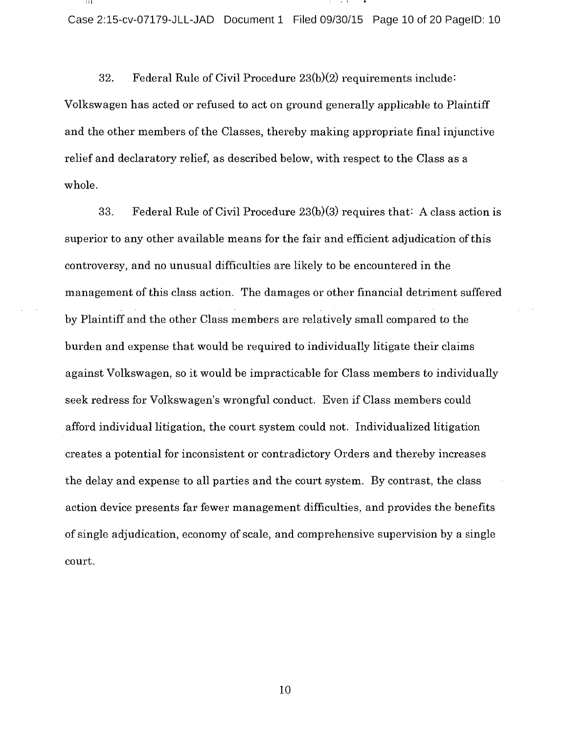32. Federal Rule of Civil Procedure 23(b)(2) requirements include: Volkswagen has acted or refused to act on ground generally applicable to Plaintiff and the other members of the Classes, thereby making appropriate final injunctive relief and declaratory relief, as described below, with respect to the Class as a whole.

33. Federal Rule of Civil Procedure 23(b)(3) requires that: A class action is superior to any other available means for the fair and efficient adjudication of this controversy, and no unusual difficulties are likely to be encountered in the management of this class action. The damages or other financial detriment suffered by Plaintiff and the other Class members are relatively small compared to the burden and expense that would be required to individually litigate their claims against Volkswagen, so it would be impracticable for Class members to individually seek redress for Volkswagen's wrongful conduct. Even if Class members could afford individual litigation, the court system could not. Individualized litigation creates a potential for inconsistent or contradictory Orders and thereby increases the delay and expense to all parties and the court system. By contrast, the class action device presents far fewer management difficulties, and provides the benefits of single adjudication, economy of scale, and comprehensive supervision by a single court.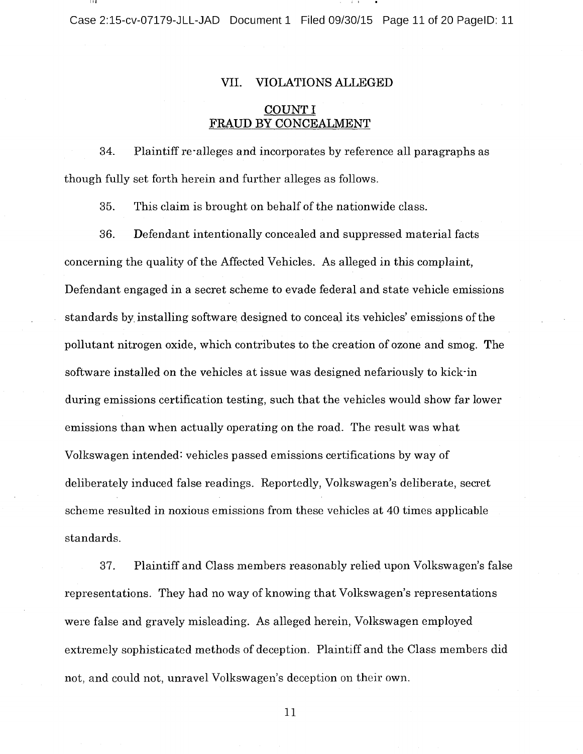## VII. VIOLATIONS ALLEGED

### COUNT I
### FRAUD BY CONCEALMENT

34. Plaintiff re-alleges and incorporates by reference all paragraphs as though fully set forth herein and further alleges as follows.

35. This claim is brought on behalf of the nationwide class.

36. Defendant intentionally concealed and suppressed material facts concerning the quality of the Affected Vehicles. As alleged in this complaint, Defendant engaged in a secret scheme to evade federal and state vehicle emissions standards by installing software designed to conceal its vehicles' emissions of the pollutant nitrogen oxide, which contributes to the creation of ozone and smog. The software installed on the vehicles at issue was designed nefariously to kick-in during emissions certification testing, such that the vehicles would show far lower emissions than when actually operating on the road. The result was what Volkswagen intended: vehicles passed emissions certifications by way of deliberately induced false readings. Reportedly, Volkswagen's deliberate, secret scheme resulted in noxious emissions from these vehicles at 40 times applicable standards.

37. Plaintiff and Class members reasonably relied upon Volkswagen's false representations. They had no way of knowing that Volkswagen's representations were false and gravely misleading. As alleged herein, Volkswagen employed extremely sophisticated methods of deception. Plaintiff and the Class members did not, and could not, unravel Volkswagen's deception on their own.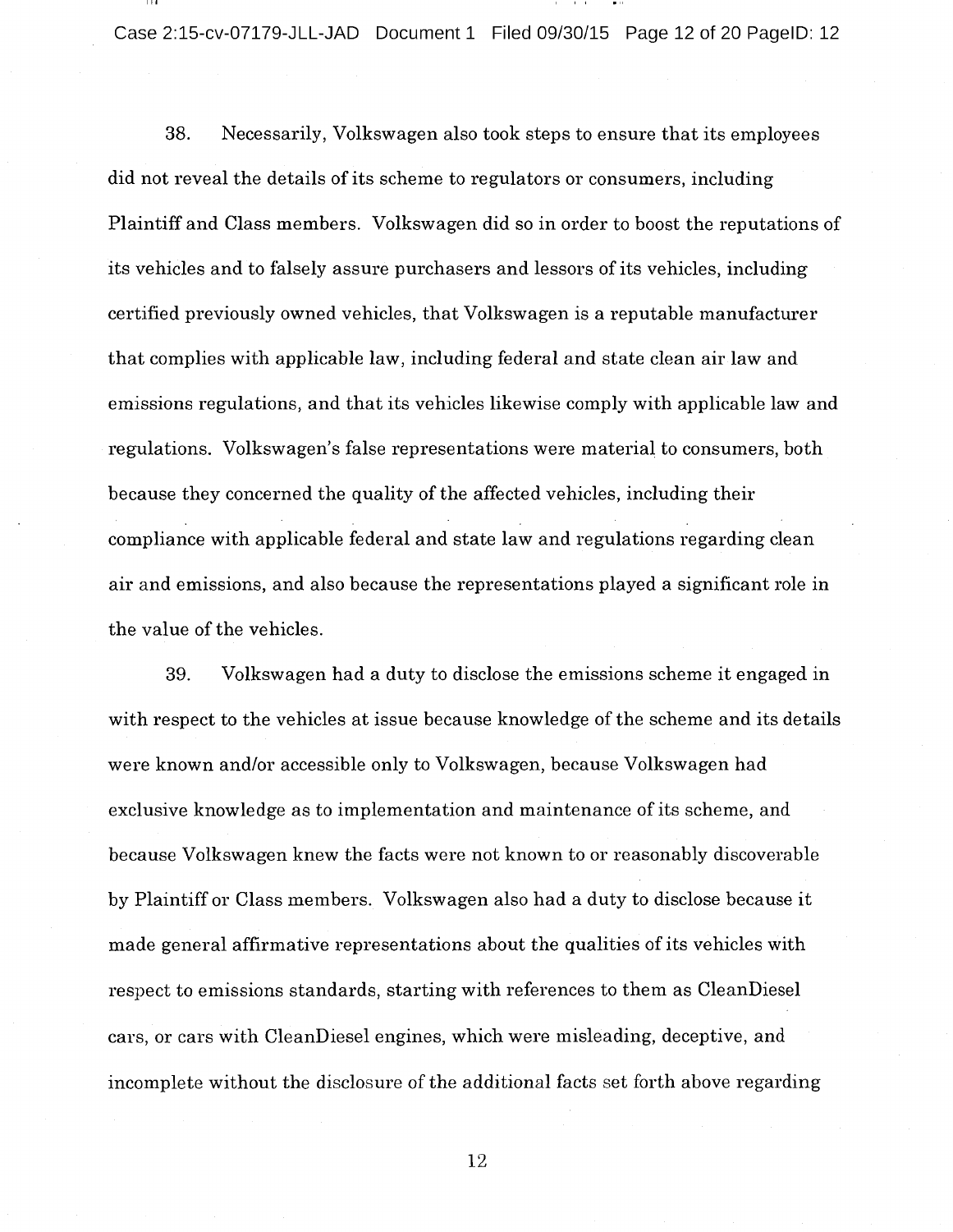38. Necessarily, Volkswagen also took steps to ensure that its employees did not reveal the details of its scheme to regulators or consumers, including Plaintiff and Class members. Volkswagen did so in order to boost the reputations of its vehicles and to falsely assure purchasers and lessors of its vehicles, including certified previously owned vehicles, that Volkswagen is a reputable manufacturer that complies with applicable law, including federal and state clean air law and emissions regulations, and that its vehicles likewise comply with applicable law and regulations. Volkswagen's false representations were material to consumers, both because they concerned the quality of the affected vehicles, including their compliance with applicable federal and state law and regulations regarding clean air and emissions, and also because the representations played a significant role in the value of the vehicles.

39. Volkswagen had a duty to disclose the emissions scheme it engaged in with respect to the vehicles at issue because knowledge of the scheme and its details were known and/or accessible only to Volkswagen, because Volkswagen had exclusive knowledge as to implementation and maintenance of its scheme, and because Volkswagen knew the facts were not known to or reasonably discoverable by Plaintiff or Class members. Volkswagen also had a duty to disclose because it made general affirmative representations about the qualities of its vehicles with respect to emissions standards, starting with references to them as CleanDiesel cars, or cars with CleanDiesel engines, which were misleading, deceptive, and incomplete without the disclosure of the additional facts set forth above regarding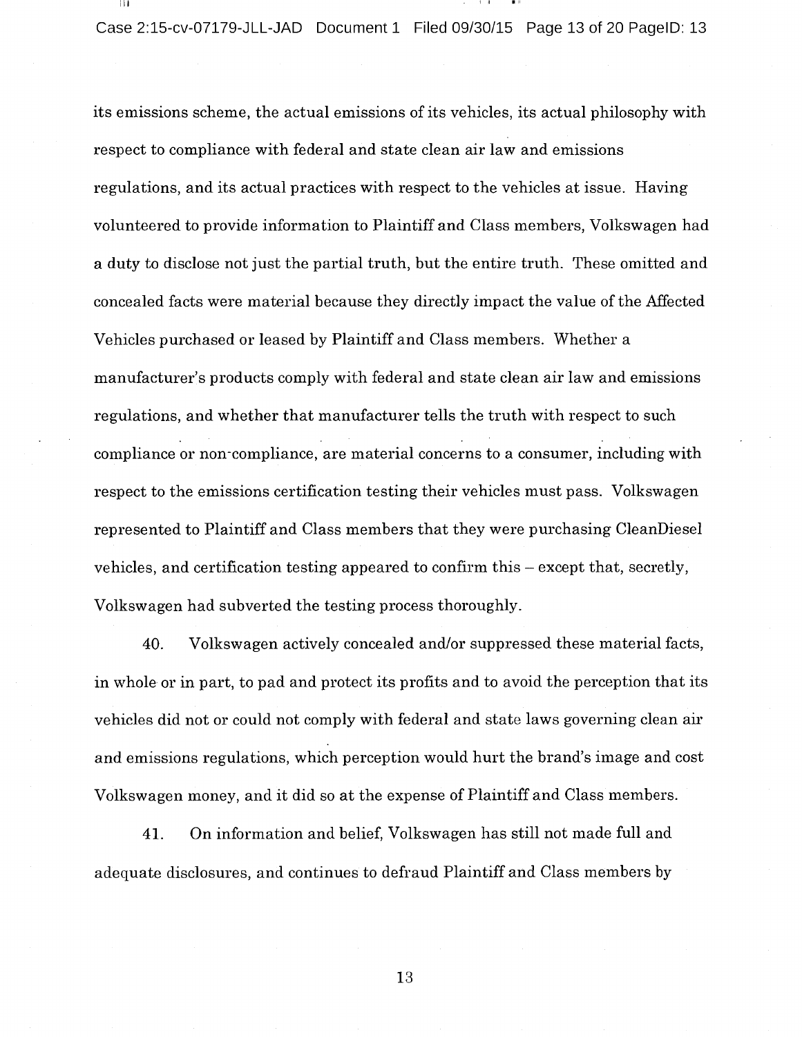its emissions scheme, the actual emissions of its vehicles, its actual philosophy with respect to compliance with federal and state clean air law and emissions regulations, and its actual practices with respect to the vehicles at issue. Having volunteered to provide information to Plaintiff and Class members, Volkswagen had a duty to disclose not just the partial truth, but the entire truth. These omitted and concealed facts were material because they directly impact the value of the Affected Vehicles purchased or leased by Plaintiff and Class members. Whether a manufacturer's products comply with federal and state clean air law and emissions regulations, and whether that manufacturer tells the truth with respect to such compliance or non-compliance, are material concerns to a consumer, including with respect to the emissions certification testing their vehicles must pass. Volkswagen represented to Plaintiff and Class members that they were purchasing CleanDiesel vehicles, and certification testing appeared to confirm this – except that, secretly, Volkswagen had subverted the testing process thoroughly.

40. Volkswagen actively concealed and/or suppressed these material facts, in whole or in part, to pad and protect its profits and to avoid the perception that its vehicles did not or could not comply with federal and state laws governing clean air and emissions regulations, which perception would hurt the brand's image and cost Volkswagen money, and it did so at the expense of Plaintiff and Class members.

41. On information and belief, Volkswagen has still not made full and adequate disclosures, and continues to defraud Plaintiff and Class members by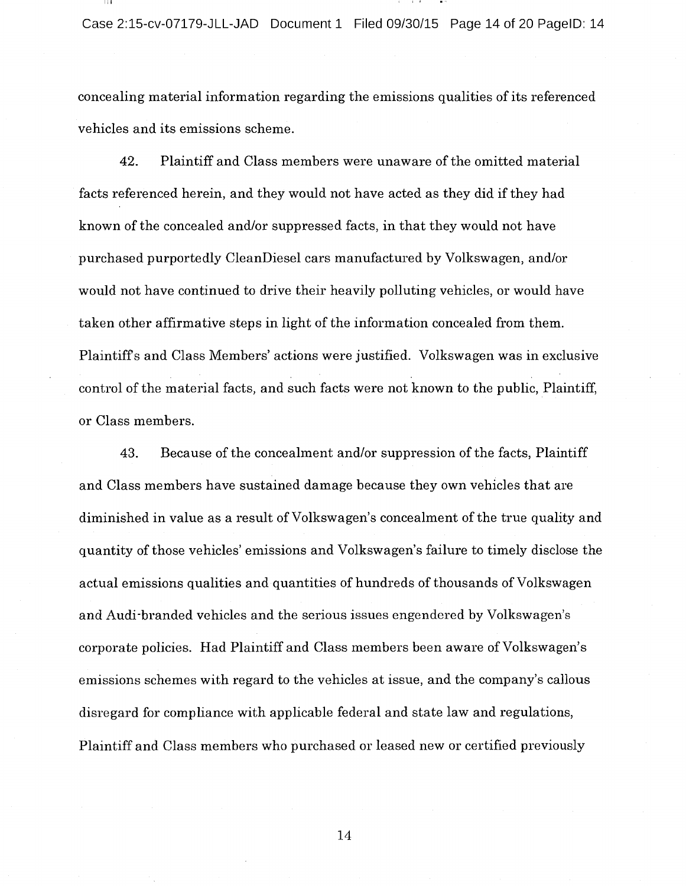concealing material information regarding the emissions qualities of its referenced vehicles and its emissions scheme.

42. Plaintiff and Class members were unaware of the omitted material facts referenced herein, and they would not have acted as they did if they had known of the concealed and/or suppressed facts, in that they would not have purchased purportedly CleanDiesel cars manufactured by Volkswagen, and/or would not have continued to drive their heavily polluting vehicles, or would have taken other affirmative steps in light of the information concealed from them. Plaintiff's and Class Members' actions were justified. Volkswagen was in exclusive control of the material facts, and such facts were not known to the public, Plaintiff, or Class members.

43. Because of the concealment and/or suppression of the facts, Plaintiff and Class members have sustained damage because they own vehicles that are diminished in value as a result of Volkswagen's concealment of the true quality and quantity of those vehicles' emissions and Volkswagen's failure to timely disclose the actual emissions qualities and quantities of hundreds of thousands of Volkswagen and Audi-branded vehicles and the serious issues engendered by Volkswagen's corporate policies. Had Plaintiff and Class members been aware of Volkswagen's emissions schemes with regard to the vehicles at issue, and the company's callous disregard for compliance with applicable federal and state law and regulations, Plaintiff and Class members who purchased or leased new or certified previously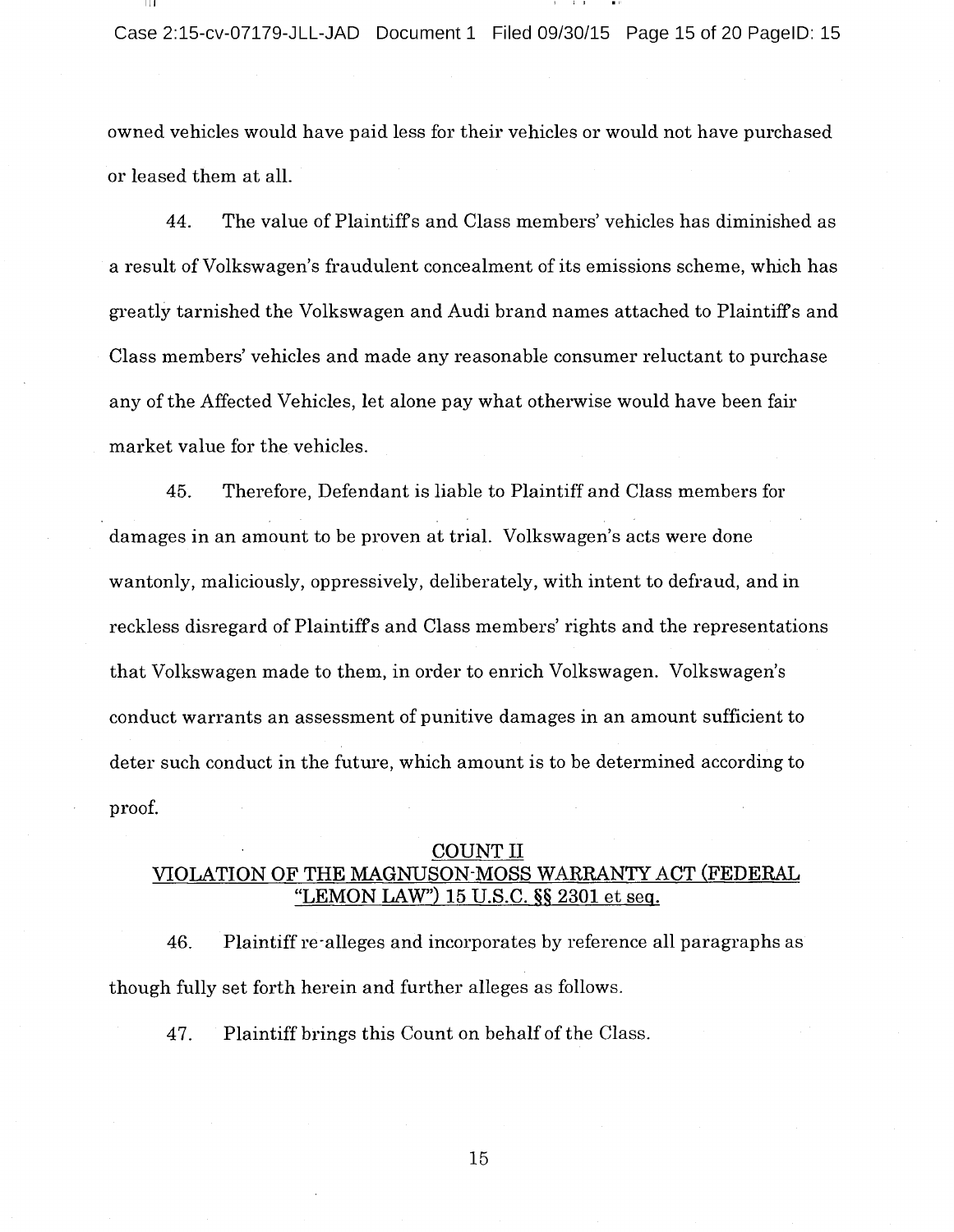owned vehicles would have paid less for their vehicles or would not have purchased or leased them at all.

44. The value of Plaintiff's and Class members' vehicles has diminished as a result of Volkswagen's fraudulent concealment of its emissions scheme, which has greatly tarnished the Volkswagen and Audi brand names attached to Plaintiff's and Class members' vehicles and made any reasonable consumer reluctant to purchase any of the Affected Vehicles, let alone pay what otherwise would have been fair market value for the vehicles.

45. Therefore, Defendant is liable to Plaintiff and Class members for damages in an amount to be proven at trial. Volkswagen's acts were done wantonly, maliciously, oppressively, deliberately, with intent to defraud, and in reckless disregard of Plaintiff's and Class members' rights and the representations that Volkswagen made to them, in order to enrich Volkswagen. Volkswagen's conduct warrants an assessment of punitive damages in an amount sufficient to deter such conduct in the future, which amount is to be determined according to proof.

## COUNT II
## VIOLATION OF THE MAGNUSON-MOSS WARRANTY ACT (FEDERAL "LEMON LAW") 15 U.S.C. §§ 2301 et seq.

46. Plaintiff re-alleges and incorporates by reference all paragraphs as though fully set forth herein and further alleges as follows.

47. Plaintiff brings this Count on behalf of the Class.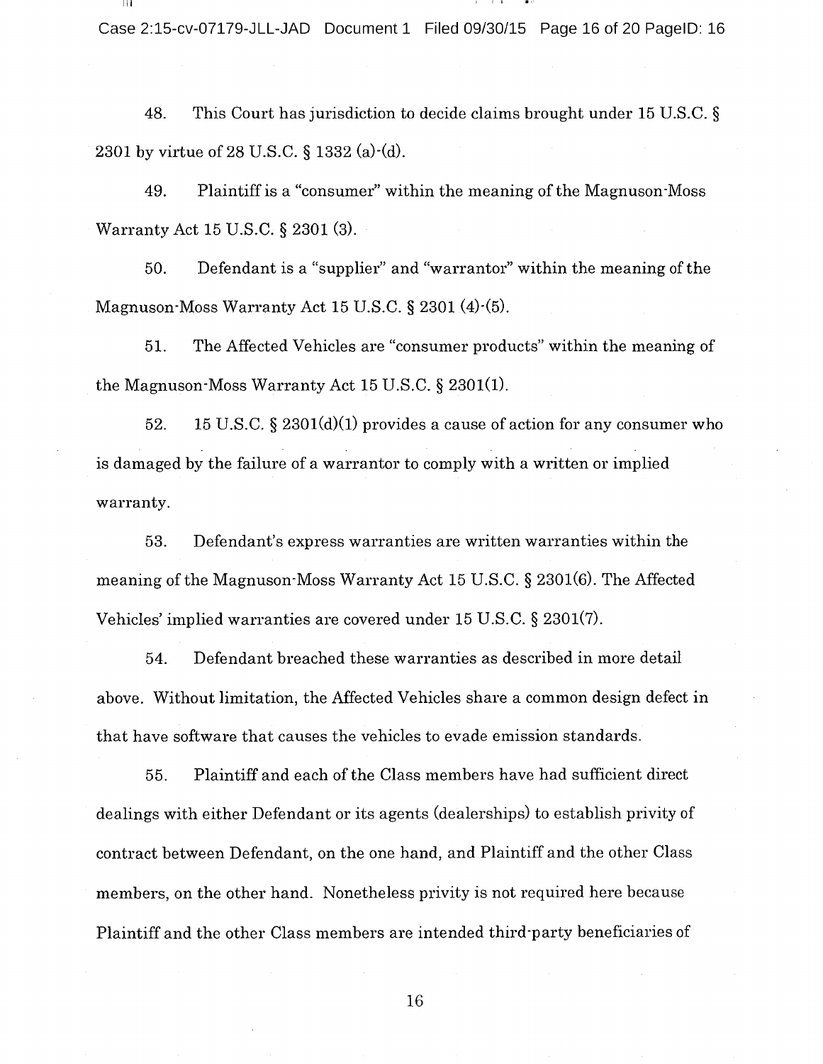48. This Court has jurisdiction to decide claims brought under 15 U.S.C. § 2301 by virtue of 28 U.S.C. § 1332 (a)-(d).

49. Plaintiff is a "consumer" within the meaning of the Magnuson-Moss Warranty Act 15 U.S.C. § 2301 (3).

50. Defendant is a "supplier" and "warrantor" within the meaning of the Magnuson-Moss Warranty Act 15 U.S.C. § 2301 (4)-(5).

51. The Affected Vehicles are "consumer products" within the meaning of the Magnuson-Moss Warranty Act 15 U.S.C. § 2301(1).

52. 15 U.S.C. § 2301(d)(1) provides a cause of action for any consumer who is damaged by the failure of a warrantor to comply with a written or implied warranty.

53. Defendant's express warranties are written warranties within the meaning of the Magnuson-Moss Warranty Act 15 U.S.C. § 2301(6). The Affected Vehicles' implied warranties are covered under 15 U.S.C. § 2301(7).

54. Defendant breached these warranties as described in more detail above. Without limitation, the Affected Vehicles share a common design defect in that have software that causes the vehicles to evade emission standards.

55. Plaintiff and each of the Class members have had sufficient direct dealings with either Defendant or its agents (dealerships) to establish privity of contract between Defendant, on the one hand, and Plaintiff and the other Class members, on the other hand. Nonetheless privity is not required here because Plaintiff and the other Class members are intended third-party beneficiaries of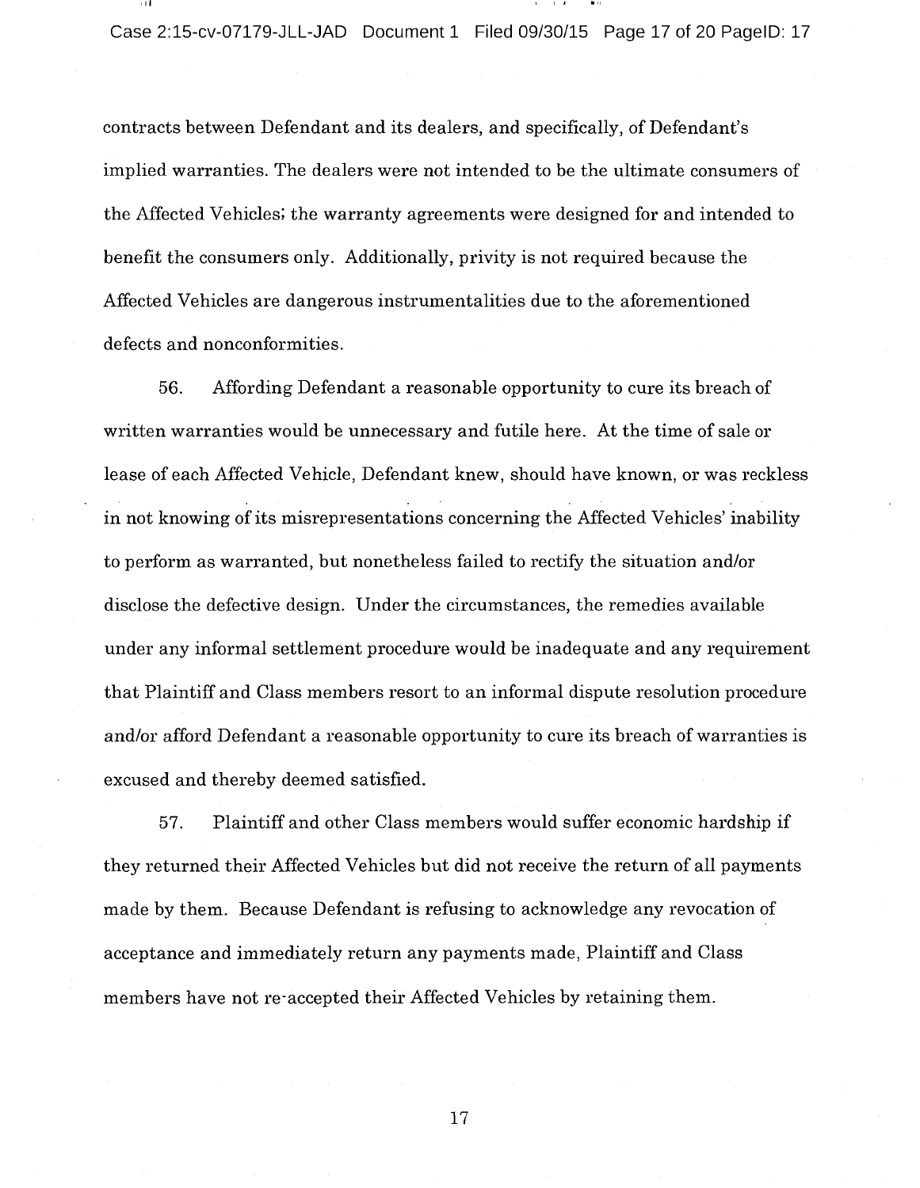contracts between Defendant and its dealers, and specifically, of Defendant's implied warranties. The dealers were not intended to be the ultimate consumers of the Affected Vehicles; the warranty agreements were designed for and intended to benefit the consumers only. Additionally, privity is not required because the Affected Vehicles are dangerous instrumentalities due to the aforementioned defects and nonconformities.

56. Affording Defendant a reasonable opportunity to cure its breach of written warranties would be unnecessary and futile here. At the time of sale or lease of each Affected Vehicle, Defendant knew, should have known, or was reckless in not knowing of its misrepresentations concerning the Affected Vehicles' inability to perform as warranted, but nonetheless failed to rectify the situation and/or disclose the defective design. Under the circumstances, the remedies available under any informal settlement procedure would be inadequate and any requirement that Plaintiff and Class members resort to an informal dispute resolution procedure and/or afford Defendant a reasonable opportunity to cure its breach of warranties is excused and thereby deemed satisfied.

57. Plaintiff and other Class members would suffer economic hardship if they returned their Affected Vehicles but did not receive the return of all payments made by them. Because Defendant is refusing to acknowledge any revocation of acceptance and immediately return any payments made, Plaintiff and Class members have not re-accepted their Affected Vehicles by retaining them.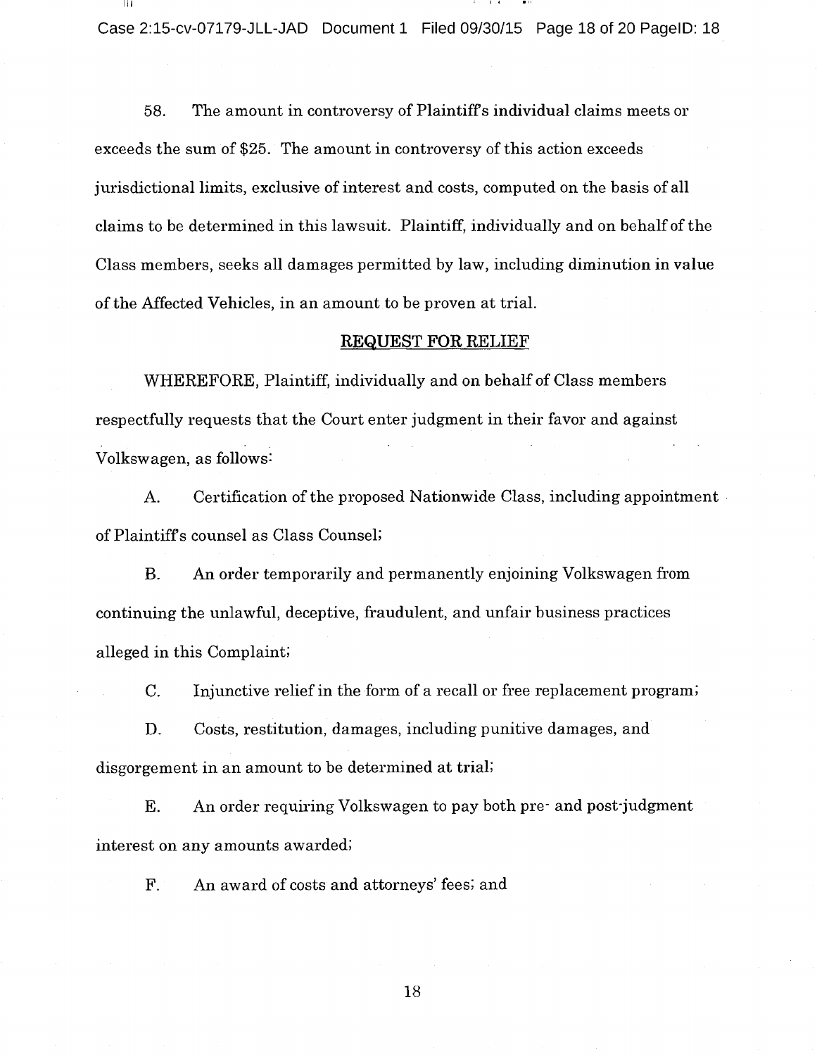58. The amount in controversy of Plaintiff's individual claims meets or exceeds the sum of $25. The amount in controversy of this action exceeds jurisdictional limits, exclusive of interest and costs, computed on the basis of all claims to be determined in this lawsuit. Plaintiff, individually and on behalf of the Class members, seeks all damages permitted by law, including diminution in value of the Affected Vehicles, in an amount to be proven at trial.

## REQUEST FOR RELIEF

WHEREFORE, Plaintiff, individually and on behalf of Class members respectfully requests that the Court enter judgment in their favor and against Volkswagen, as follows:

A. Certification of the proposed Nationwide Class, including appointment of Plaintiff's counsel as Class Counsel;

B. An order temporarily and permanently enjoining Volkswagen from continuing the unlawful, deceptive, fraudulent, and unfair business practices alleged in this Complaint;

C. Injunctive relief in the form of a recall or free replacement program;

D. Costs, restitution, damages, including punitive damages, and disgorgement in an amount to be determined at trial;

E. An order requiring Volkswagen to pay both pre- and post-judgment interest on any amounts awarded;

F. An award of costs and attorneys' fees; and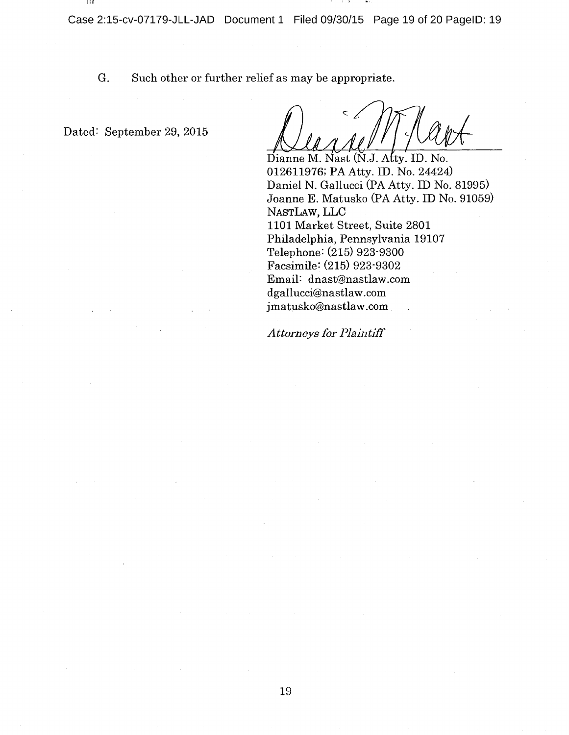G. Such other or further relief as may be appropriate.

Dated: September 29, 2015

Dianne M. Nast (N.J. Atty. ID. No. 012611976; PA Atty. ID. No. 24424)
Daniel N. Gallucci (PA Atty. ID No. 81995)
Joanne E. Matusko (PA Atty. ID No. 91059)
NASTLAW, LLC
1101 Market Street, Suite 2801
Philadelphia, Pennsylvania 19107
Telephone: (215) 923-9300
Facsimile: (215) 923-9302
Email: dnast@nastlaw.com
dgallucci@nastlaw.com
jmatusko@nastlaw.com

*Attorneys for Plaintiff*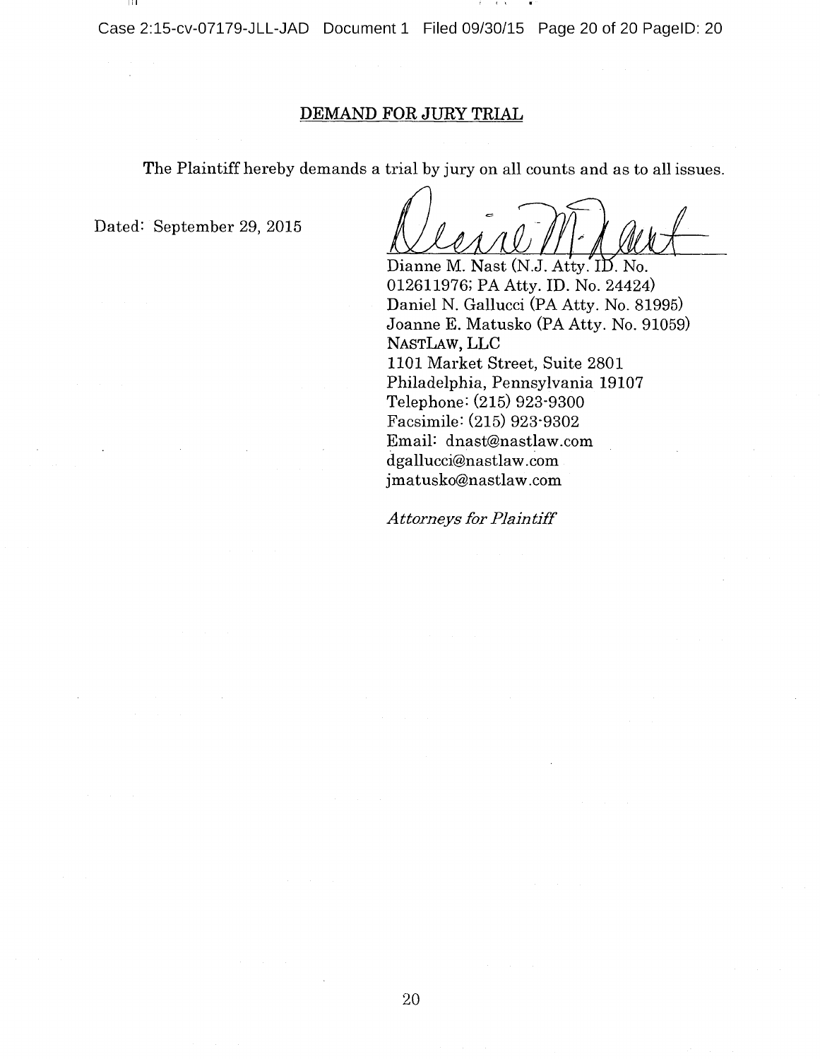## DEMAND FOR JURY TRIAL

The Plaintiff hereby demands a trial by jury on all counts and as to all issues.

Dated: September 29, 2015

Dianne M. Nast (N.J. Atty. ID. No. 012611976; PA Atty. ID. No. 24424)
Daniel N. Gallucci (PA Atty. No. 81995)
Joanne E. Matusko (PA Atty. No. 91059)
NASTLAW, LLC
1101 Market Street, Suite 2801
Philadelphia, Pennsylvania 19107
Telephone: (215) 923-9300
Facsimile: (215) 923-9302
Email: dnast@nastlaw.com
dgallucci@nastlaw.com
jmatusko@nastlaw.com

*Attorneys for Plaintiff*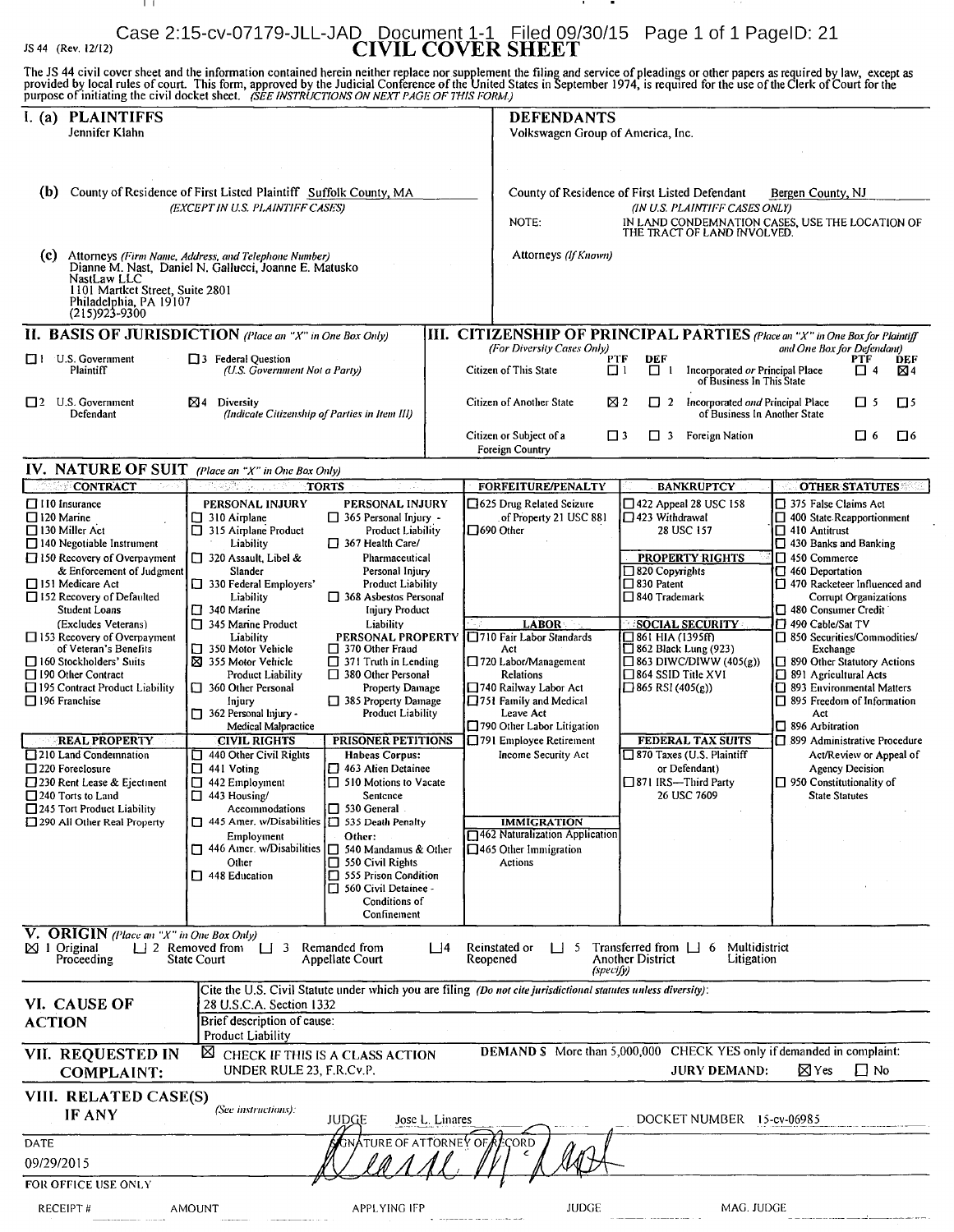JS 44 (Rev. 12/12)

# CIVIL COVER SHEET

The JS 44 civil cover sheet and the information contained herein neither replace nor supplement the filing and service of pleadings or other papers as required by law, except as provided by local rules of court. This form, approved by the Judicial Conference of the United States in September 1974, is required for the use of the Clerk of Court for the purpose of initiating the civil docket sheet. *(SEE INSTRUCTIONS ON NEXT PAGE OF THIS FORM.)*

## I. (a) PLAINTIFFS

Jennifer Klahn

**DEFENDANTS**

Volkswagen Group of America, Inc.

**(b)** County of Residence of First Listed Plaintiff Suffolk County, MA
*(EXCEPT IN U.S. PLAINTIFF CASES)*

County of Residence of First Listed Defendant Bergen County, NJ
*(IN U.S. PLAINTIFF CASES ONLY)*

NOTE: IN LAND CONDEMNATION CASES, USE THE LOCATION OF THE TRACT OF LAND INVOLVED.

**(c)** Attorneys *(Firm Name, Address, and Telephone Number)*
Dianne M. Nast, Daniel N. Gallucci, Joanne E. Matusko
NastLaw LLC
1101 Martket Street, Suite 2801
Philadelphia, PA 19107
(215)923-9300

Attorneys *(If Known)*

## II. BASIS OF JURISDICTION *(Place an "X" in One Box Only)*

- ☐ 1 U.S. Government Plaintiff
- ☐ 3 Federal Question (U.S. Government Not a Party)
- ☐ 2 U.S. Government Defendant
- ☒ 4 Diversity (Indicate Citizenship of Parties in Item III)

## III. CITIZENSHIP OF PRINCIPAL PARTIES *(Place an "X" in One Box for Plaintiff and One Box for Defendant)* *(For Diversity Cases Only)*

| | PTF | DEF | | PTF | DEF |
|---|---|---|---|---|---|
| Citizen of This State | ☐ 1 | ☐ 1 | Incorporated *or* Principal Place of Business In This State | ☐ 4 | ☒ 4 |
| Citizen of Another State | ☒ 2 | ☐ 2 | Incorporated *and* Principal Place of Business In Another State | ☐ 5 | ☐ 5 |
| Citizen or Subject of a Foreign Country | ☐ 3 | ☐ 3 | Foreign Nation | ☐ 6 | ☐ 6 |

## IV. NATURE OF SUIT *(Place an "X" in One Box Only)*

**CONTRACT**
☐ 110 Insurance
☐ 120 Marine
☐ 130 Miller Act
☐ 140 Negotiable Instrument
☐ 150 Recovery of Overpayment & Enforcement of Judgment
☐ 151 Medicare Act
☐ 152 Recovery of Defaulted Student Loans (Excludes Veterans)
☐ 153 Recovery of Overpayment of Veteran's Benefits
☐ 160 Stockholders' Suits
☐ 190 Other Contract
☐ 195 Contract Product Liability
☐ 196 Franchise

**REAL PROPERTY**
☐ 210 Land Condemnation
☐ 220 Foreclosure
☐ 230 Rent Lease & Ejectment
☐ 240 Torts to Land
☐ 245 Tort Product Liability
☐ 290 All Other Real Property

**TORTS**

PERSONAL INJURY
☐ 310 Airplane
☐ 315 Airplane Product Liability
☐ 320 Assault, Libel & Slander
☐ 330 Federal Employers' Liability
☐ 340 Marine
☐ 345 Marine Product Liability
☐ 350 Motor Vehicle
☒ 355 Motor Vehicle Product Liability
☐ 360 Other Personal Injury
☐ 362 Personal Injury - Medical Malpractice

PERSONAL INJURY
☐ 365 Personal Injury - Product Liability
☐ 367 Health Care/ Pharmaceutical Personal Injury Product Liability
☐ 368 Asbestos Personal Injury Product Liability

PERSONAL PROPERTY
☐ 370 Other Fraud
☐ 371 Truth in Lending
☐ 380 Other Personal Property Damage
☐ 385 Property Damage Product Liability

**CIVIL RIGHTS**
☐ 440 Other Civil Rights
☐ 441 Voting
☐ 442 Employment
☐ 443 Housing/ Accommodations
☐ 445 Amer. w/Disabilities Employment
☐ 446 Amer. w/Disabilities Other
☐ 448 Education

**PRISONER PETITIONS**
Habeas Corpus:
☐ 463 Alien Detainee
☐ 510 Motions to Vacate Sentence
☐ 530 General
☐ 535 Death Penalty
Other:
☐ 540 Mandamus & Other
☐ 550 Civil Rights
☐ 555 Prison Condition
☐ 560 Civil Detainee - Conditions of Confinement

**FORFEITURE/PENALTY**
☐ 625 Drug Related Seizure of Property 21 USC 881
☐ 690 Other

**LABOR**
☐ 710 Fair Labor Standards Act
☐ 720 Labor/Management Relations
☐ 740 Railway Labor Act
☐ 751 Family and Medical Leave Act
☐ 790 Other Labor Litigation
☐ 791 Employee Retirement Income Security Act

**IMMIGRATION**
☐ 462 Naturalization Application
☐ 465 Other Immigration Actions

**BANKRUPTCY**
☐ 422 Appeal 28 USC 158
☐ 423 Withdrawal 28 USC 157

**PROPERTY RIGHTS**
☐ 820 Copyrights
☐ 830 Patent
☐ 840 Trademark

**SOCIAL SECURITY**
☐ 861 HIA (1395ff)
☐ 862 Black Lung (923)
☐ 863 DIWC/DIWW (405(g))
☐ 864 SSID Title XVI
☐ 865 RSI (405(g))

**FEDERAL TAX SUITS**
☐ 870 Taxes (U.S. Plaintiff or Defendant)
☐ 871 IRS—Third Party 26 USC 7609

**OTHER STATUTES**
☐ 375 False Claims Act
☐ 400 State Reapportionment
☐ 410 Antitrust
☐ 430 Banks and Banking
☐ 450 Commerce
☐ 460 Deportation
☐ 470 Racketeer Influenced and Corrupt Organizations
☐ 480 Consumer Credit
☐ 490 Cable/Sat TV
☐ 850 Securities/Commodities/ Exchange
☐ 890 Other Statutory Actions
☐ 891 Agricultural Acts
☐ 893 Environmental Matters
☐ 895 Freedom of Information Act
☐ 896 Arbitration
☐ 899 Administrative Procedure Act/Review or Appeal of Agency Decision
☐ 950 Constitutionality of State Statutes

## V. ORIGIN *(Place an "X" in One Box Only)*

☒ 1 Original Proceeding ☐ 2 Removed from State Court ☐ 3 Remanded from Appellate Court ☐ 4 Reinstated or Reopened ☐ 5 Transferred from Another District *(specify)* ☐ 6 Multidistrict Litigation

## VI. CAUSE OF ACTION

Cite the U.S. Civil Statute under which you are filing *(Do not cite jurisdictional statutes unless diversity)*:
28 U.S.C.A. Section 1332

Brief description of cause:
Product Liability

## VII. REQUESTED IN COMPLAINT:

☒ CHECK IF THIS IS A CLASS ACTION UNDER RULE 23, F.R.Cv.P.

DEMAND $ More than 5,000,000

CHECK YES only if demanded in complaint:
JURY DEMAND: ☒ Yes ☐ No

## VIII. RELATED CASE(S) IF ANY

*(See instructions):*
JUDGE Jose L. Linares DOCKET NUMBER 15-cv-06985

DATE
09/29/2015

SIGNATURE OF ATTORNEY OF RECORD
Dianne M. Nast

FOR OFFICE USE ONLY

RECEIPT # AMOUNT APPLYING IFP JUDGE MAG. JUDGE